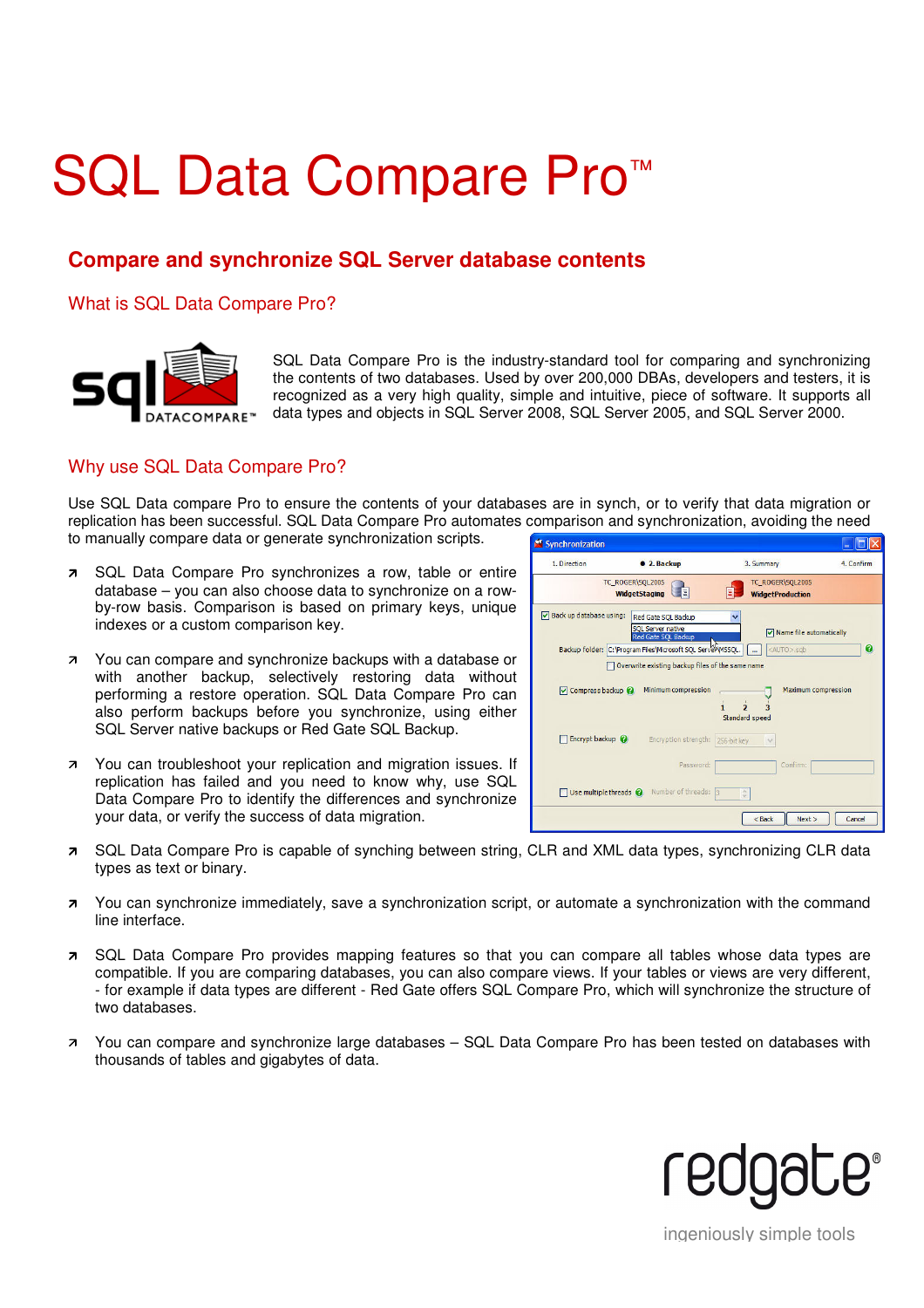# SQL Data Compare Pro™

## Compare and synchronize SQL Server database contents

### What is SQL Data Compare Pro?

SQL Data Compare Pro is the industry-standard tool for comparing and synchronizing the contents of two databases. Used by over 200,000 DBAs, developers and testers, it is recognized as a very high quality, simple and intuitive, piece of software. It supports all data types and objects in SQL Server 2008, SQL Server 2005, and SQL Server 2000.

### Why use SQL Data Compare Pro?

Use SQL Data compare Pro to ensure the contents of your databases are in synch, or to verify that data migration or replication has been successful. SQL Data Compare Pro automates comparison and synchronization, avoiding the need to manually compare data or generate synchronization scripts.

- SQL Data Compare Pro synchronizes a row, table or entire database – you can also choose data to synchronize on a row-by-row basis. Comparison is based on primary keys, unique indexes or a custom comparison key.
- You can compare and synchronize backups with a database or with another backup, selectively restoring data without performing a restore operation. SQL Data Compare Pro can also perform backups before you synchronize, using either SQL Server native backups or Red Gate SQL Backup.
- You can troubleshoot your replication and migration issues. If replication has failed and you need to know why, use SQL Data Compare Pro to identify the differences and synchronize your data, or verify the success of data migration.
- SQL Data Compare Pro is capable of synching between string, CLR and XML data types, synchronizing CLR data types as text or binary.
- You can synchronize immediately, save a synchronization script, or automate a synchronization with the command line interface.
- SQL Data Compare Pro provides mapping features so that you can compare all tables whose data types are compatible. If you are comparing databases, you can also compare views. If your tables or views are very different, - for example if data types are different - Red Gate offers SQL Compare Pro, which will synchronize the structure of two databases.
- You can compare and synchronize large databases – SQL Data Compare Pro has been tested on databases with thousands of tables and gigabytes of data.

redgate®

ingeniously simple tools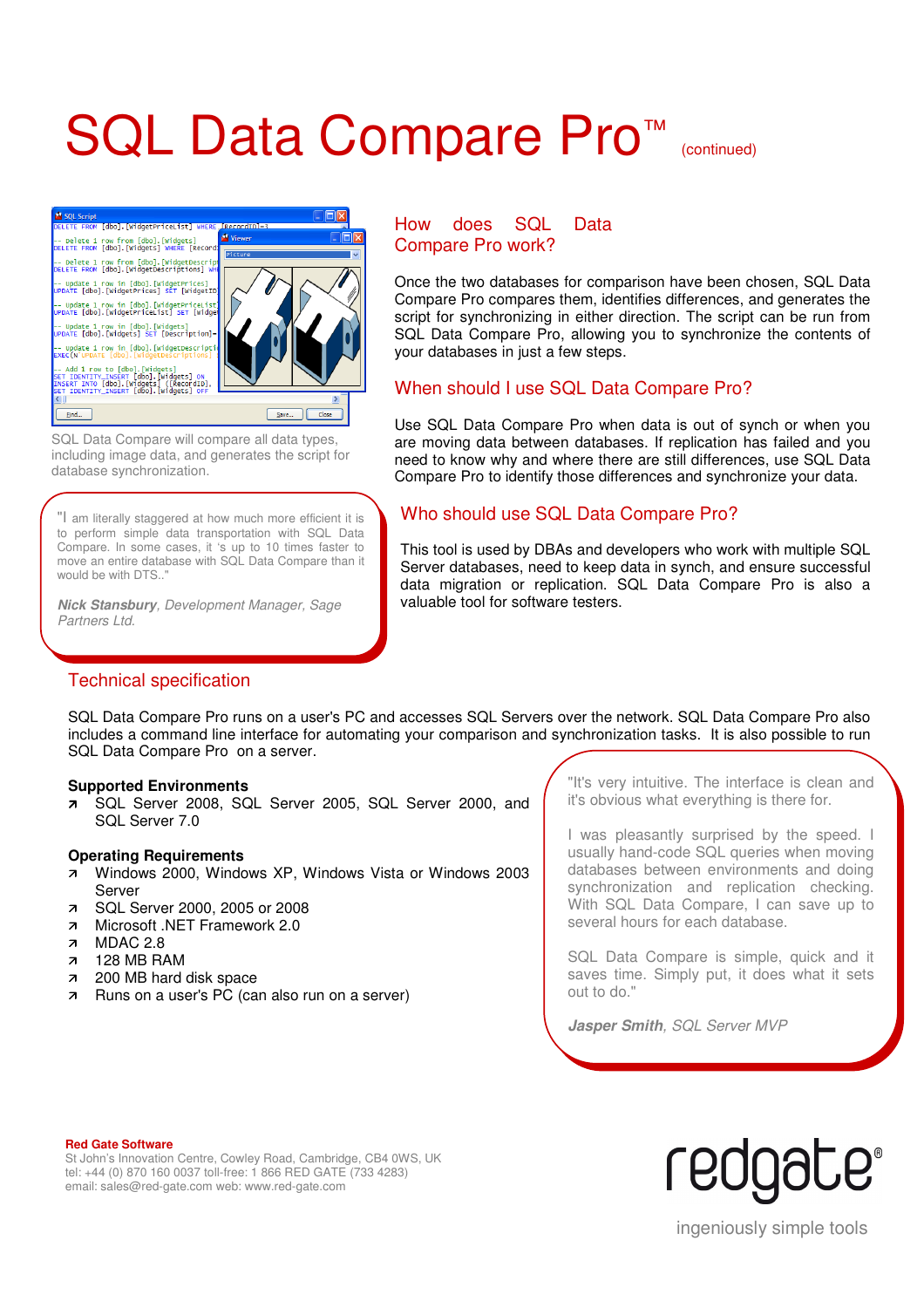# SQL Data Compare Pro™ (continued)

SQL Data Compare will compare all data types, including image data, and generates the script for database synchronization.

> "I am literally staggered at how much more efficient it is to perform simple data transportation with SQL Data Compare. In some cases, it 's up to 10 times faster to move an entire database with SQL Data Compare than it would be with DTS.."
>
> ***Nick Stansbury**, Development Manager, Sage Partners Ltd.*

## How does SQL Data Compare Pro work?

Once the two databases for comparison have been chosen, SQL Data Compare Pro compares them, identifies differences, and generates the script for synchronizing in either direction. The script can be run from SQL Data Compare Pro, allowing you to synchronize the contents of your databases in just a few steps.

## When should I use SQL Data Compare Pro?

Use SQL Data Compare Pro when data is out of synch or when you are moving data between databases. If replication has failed and you need to know why and where there are still differences, use SQL Data Compare Pro to identify those differences and synchronize your data.

## Who should use SQL Data Compare Pro?

This tool is used by DBAs and developers who work with multiple SQL Server databases, need to keep data in synch, and ensure successful data migration or replication. SQL Data Compare Pro is also a valuable tool for software testers.

## Technical specification

SQL Data Compare Pro runs on a user's PC and accesses SQL Servers over the network. SQL Data Compare Pro also includes a command line interface for automating your comparison and synchronization tasks. It is also possible to run SQL Data Compare Pro on a server.

**Supported Environments**

- SQL Server 2008, SQL Server 2005, SQL Server 2000, and SQL Server 7.0

**Operating Requirements**

- Windows 2000, Windows XP, Windows Vista or Windows 2003 Server
- SQL Server 2000, 2005 or 2008
- Microsoft .NET Framework 2.0
- MDAC 2.8
- 128 MB RAM
- 200 MB hard disk space
- Runs on a user's PC (can also run on a server)

> "It's very intuitive. The interface is clean and it's obvious what everything is there for.
>
> I was pleasantly surprised by the speed. I usually hand-code SQL queries when moving databases between environments and doing synchronization and replication checking. With SQL Data Compare, I can save up to several hours for each database.
>
> SQL Data Compare is simple, quick and it saves time. Simply put, it does what it sets out to do."
>
> ***Jasper Smith**, SQL Server MVP*

**Red Gate Software**
St John's Innovation Centre, Cowley Road, Cambridge, CB4 0WS, UK
tel: +44 (0) 870 160 0037 toll-free: 1 866 RED GATE (733 4283)
email: sales@red-gate.com web: www.red-gate.com

redgate®
ingeniously simple tools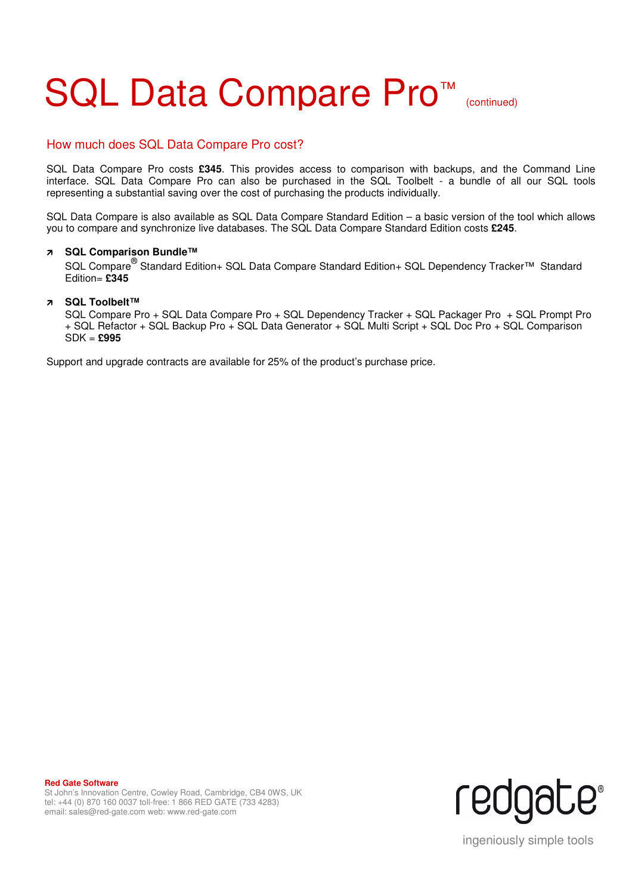# SQL Data Compare Pro™ (continued)

## How much does SQL Data Compare Pro cost?

SQL Data Compare Pro costs **£345**. This provides access to comparison with backups, and the Command Line interface. SQL Data Compare Pro can also be purchased in the SQL Toolbelt - a bundle of all our SQL tools representing a substantial saving over the cost of purchasing the products individually.

SQL Data Compare is also available as SQL Data Compare Standard Edition – a basic version of the tool which allows you to compare and synchronize live databases. The SQL Data Compare Standard Edition costs **£245**.

- **SQL Comparison Bundle™**
  SQL Compare® Standard Edition+ SQL Data Compare Standard Edition+ SQL Dependency Tracker™ Standard Edition= **£345**

- **SQL Toolbelt™**
  SQL Compare Pro + SQL Data Compare Pro + SQL Dependency Tracker + SQL Packager Pro + SQL Prompt Pro + SQL Refactor + SQL Backup Pro + SQL Data Generator + SQL Multi Script + SQL Doc Pro + SQL Comparison SDK = **£995**

Support and upgrade contracts are available for 25% of the product's purchase price.

**Red Gate Software**
St John's Innovation Centre, Cowley Road, Cambridge, CB4 0WS, UK
tel: +44 (0) 870 160 0037 toll-free: 1 866 RED GATE (733 4283)
email: sales@red-gate.com web: www.red-gate.com

redgate®
ingeniously simple tools